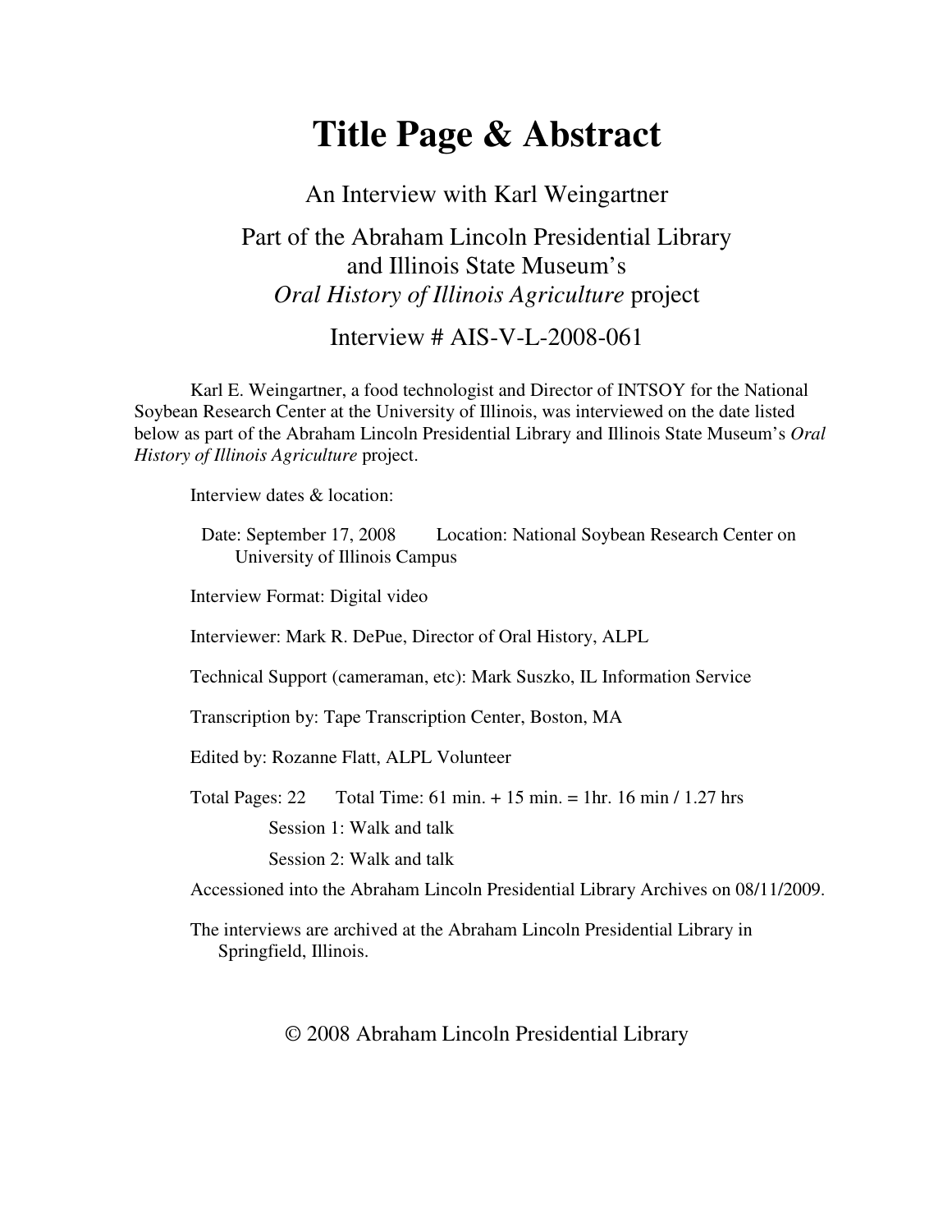# Title Page & Abstract

An Interview with Karl Weingartner

Part of the Abraham Lincoln Presidential Library and Illinois State Museum's *Oral History of Illinois Agriculture* project

Interview # AIS-V-L-2008-061

Karl E. Weingartner, a food technologist and Director of INTSOY for the National Soybean Research Center at the University of Illinois, was interviewed on the date listed below as part of the Abraham Lincoln Presidential Library and Illinois State Museum's *Oral History of Illinois Agriculture* project.

Interview dates & location:

Date: September 17, 2008 Location: National Soybean Research Center on University of Illinois Campus

Interview Format: Digital video

Interviewer: Mark R. DePue, Director of Oral History, ALPL

Technical Support (cameraman, etc): Mark Suszko, IL Information Service

Transcription by: Tape Transcription Center, Boston, MA

Edited by: Rozanne Flatt, ALPL Volunteer

Total Pages: 22 Total Time: 61 min. + 15 min. = 1hr. 16 min / 1.27 hrs

Session 1: Walk and talk

Session 2: Walk and talk

Accessioned into the Abraham Lincoln Presidential Library Archives on 08/11/2009.

The interviews are archived at the Abraham Lincoln Presidential Library in Springfield, Illinois.

© 2008 Abraham Lincoln Presidential Library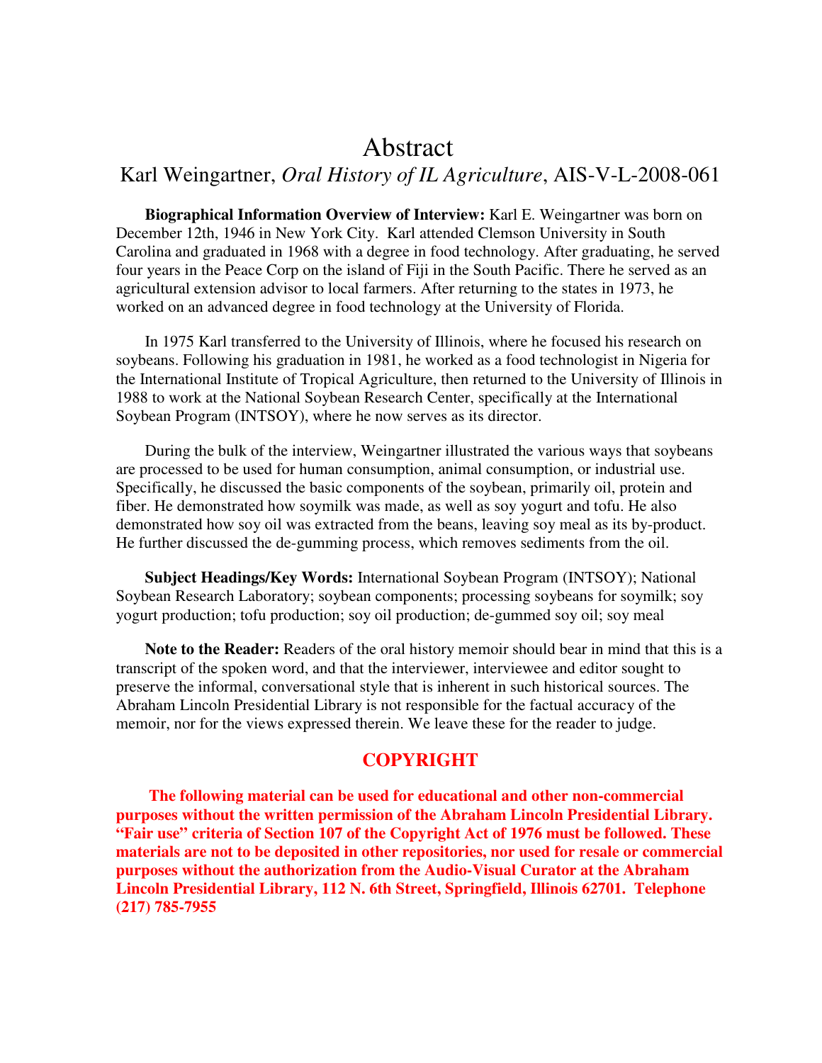# Abstract

## Karl Weingartner, *Oral History of IL Agriculture*, AIS-V-L-2008-061

**Biographical Information Overview of Interview:** Karl E. Weingartner was born on December 12th, 1946 in New York City. Karl attended Clemson University in South Carolina and graduated in 1968 with a degree in food technology. After graduating, he served four years in the Peace Corp on the island of Fiji in the South Pacific. There he served as an agricultural extension advisor to local farmers. After returning to the states in 1973, he worked on an advanced degree in food technology at the University of Florida.

In 1975 Karl transferred to the University of Illinois, where he focused his research on soybeans. Following his graduation in 1981, he worked as a food technologist in Nigeria for the International Institute of Tropical Agriculture, then returned to the University of Illinois in 1988 to work at the National Soybean Research Center, specifically at the International Soybean Program (INTSOY), where he now serves as its director.

During the bulk of the interview, Weingartner illustrated the various ways that soybeans are processed to be used for human consumption, animal consumption, or industrial use. Specifically, he discussed the basic components of the soybean, primarily oil, protein and fiber. He demonstrated how soymilk was made, as well as soy yogurt and tofu. He also demonstrated how soy oil was extracted from the beans, leaving soy meal as its by-product. He further discussed the de-gumming process, which removes sediments from the oil.

**Subject Headings/Key Words:** International Soybean Program (INTSOY); National Soybean Research Laboratory; soybean components; processing soybeans for soymilk; soy yogurt production; tofu production; soy oil production; de-gummed soy oil; soy meal

**Note to the Reader:** Readers of the oral history memoir should bear in mind that this is a transcript of the spoken word, and that the interviewer, interviewee and editor sought to preserve the informal, conversational style that is inherent in such historical sources. The Abraham Lincoln Presidential Library is not responsible for the factual accuracy of the memoir, nor for the views expressed therein. We leave these for the reader to judge.

## COPYRIGHT

**The following material can be used for educational and other non-commercial purposes without the written permission of the Abraham Lincoln Presidential Library. "Fair use" criteria of Section 107 of the Copyright Act of 1976 must be followed. These materials are not to be deposited in other repositories, nor used for resale or commercial purposes without the authorization from the Audio-Visual Curator at the Abraham Lincoln Presidential Library, 112 N. 6th Street, Springfield, Illinois 62701. Telephone (217) 785-7955**